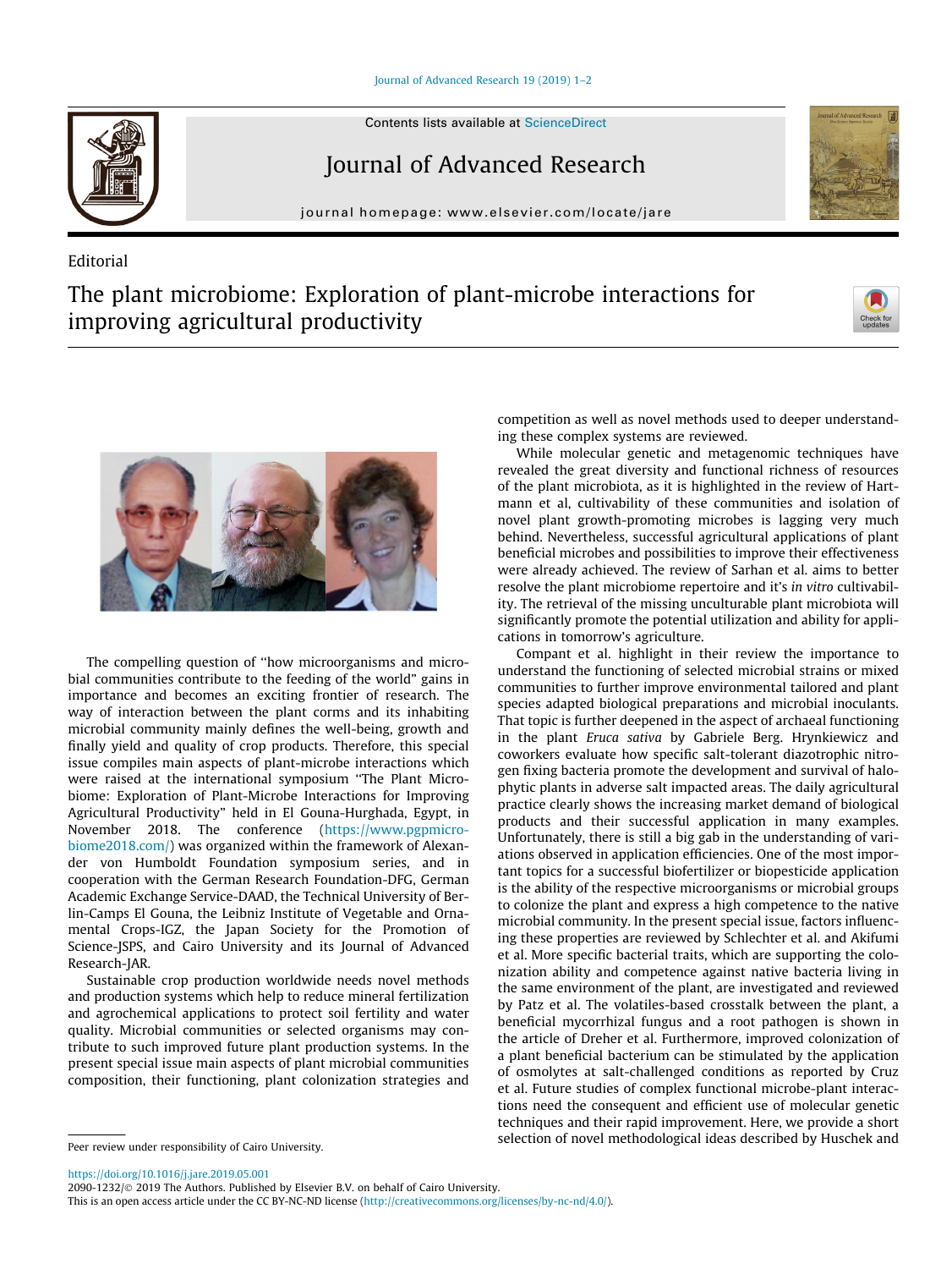Editorial

# The plant microbiome: Exploration of plant-microbe interactions for improving agricultural productivity

The compelling question of "how microorganisms and microbial communities contribute to the feeding of the world" gains in importance and becomes an exciting frontier of research. The way of interaction between the plant corms and its inhabiting microbial community mainly defines the well-being, growth and finally yield and quality of crop products. Therefore, this special issue compiles main aspects of plant-microbe interactions which were raised at the international symposium "The Plant Microbiome: Exploration of Plant-Microbe Interactions for Improving Agricultural Productivity" held in El Gouna-Hurghada, Egypt, in November 2018. The conference (https://www.pgpmicrobiome2018.com/) was organized within the framework of Alexander von Humboldt Foundation symposium series, and in cooperation with the German Research Foundation-DFG, German Academic Exchange Service-DAAD, the Technical University of Berlin-Camps El Gouna, the Leibniz Institute of Vegetable and Ornamental Crops-IGZ, the Japan Society for the Promotion of Science-JSPS, and Cairo University and its Journal of Advanced Research-JAR.

Sustainable crop production worldwide needs novel methods and production systems which help to reduce mineral fertilization and agrochemical applications to protect soil fertility and water quality. Microbial communities or selected organisms may contribute to such improved future plant production systems. In the present special issue main aspects of plant microbial communities composition, their functioning, plant colonization strategies and competition as well as novel methods used to deeper understanding these complex systems are reviewed.

While molecular genetic and metagenomic techniques have revealed the great diversity and functional richness of resources of the plant microbiota, as it is highlighted in the review of Hartmann et al, cultivability of these communities and isolation of novel plant growth-promoting microbes is lagging very much behind. Nevertheless, successful agricultural applications of plant beneficial microbes and possibilities to improve their effectiveness were already achieved. The review of Sarhan et al. aims to better resolve the plant microbiome repertoire and it's *in vitro* cultivability. The retrieval of the missing unculturable plant microbiota will significantly promote the potential utilization and ability for applications in tomorrow's agriculture.

Compant et al. highlight in their review the importance to understand the functioning of selected microbial strains or mixed communities to further improve environmental tailored and plant species adapted biological preparations and microbial inoculants. That topic is further deepened in the aspect of archaeal functioning in the plant *Eruca sativa* by Gabriele Berg. Hrynkiewicz and coworkers evaluate how specific salt-tolerant diazotrophic nitrogen fixing bacteria promote the development and survival of halophytic plants in adverse salt impacted areas. The daily agricultural practice clearly shows the increasing market demand of biological products and their successful application in many examples. Unfortunately, there is still a big gab in the understanding of variations observed in application efficiencies. One of the most important topics for a successful biofertilizer or biopesticide application is the ability of the respective microorganisms or microbial groups to colonize the plant and express a high competence to the native microbial community. In the present special issue, factors influencing these properties are reviewed by Schlechter et al. and Akifumi et al. More specific bacterial traits, which are supporting the colonization ability and competence against native bacteria living in the same environment of the plant, are investigated and reviewed by Patz et al. The volatiles-based crosstalk between the plant, a beneficial mycorrhizal fungus and a root pathogen is shown in the article of Dreher et al. Furthermore, improved colonization of a plant beneficial bacterium can be stimulated by the application of osmolytes at salt-challenged conditions as reported by Cruz et al. Future studies of complex functional microbe-plant interactions need the consequent and efficient use of molecular genetic techniques and their rapid improvement. Here, we provide a short selection of novel methodological ideas described by Huschek and

Peer review under responsibility of Cairo University.

https://doi.org/10.1016/j.jare.2019.05.001
2090-1232/© 2019 The Authors. Published by Elsevier B.V. on behalf of Cairo University.
This is an open access article under the CC BY-NC-ND license (http://creativecommons.org/licenses/by-nc-nd/4.0/).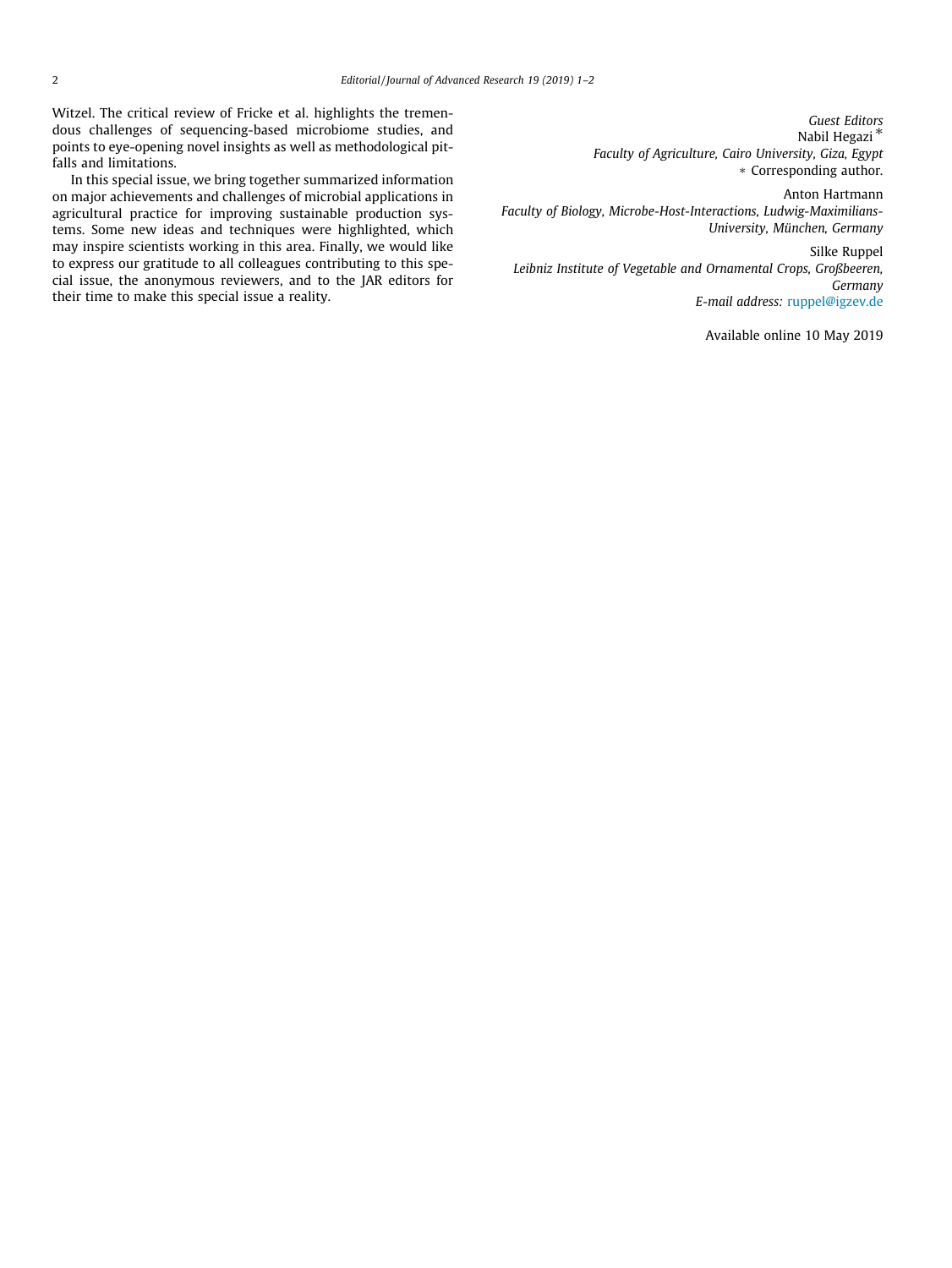Witzel. The critical review of Fricke et al. highlights the tremendous challenges of sequencing-based microbiome studies, and points to eye-opening novel insights as well as methodological pitfalls and limitations.

In this special issue, we bring together summarized information on major achievements and challenges of microbial applications in agricultural practice for improving sustainable production systems. Some new ideas and techniques were highlighted, which may inspire scientists working in this area. Finally, we would like to express our gratitude to all colleagues contributing to this special issue, the anonymous reviewers, and to the JAR editors for their time to make this special issue a reality.

*Guest Editors*

Nabil Hegazi *

*Faculty of Agriculture, Cairo University, Giza, Egypt*

* Corresponding author.

Anton Hartmann

*Faculty of Biology, Microbe-Host-Interactions, Ludwig-Maximilians-University, München, Germany*

Silke Ruppel

*Leibniz Institute of Vegetable and Ornamental Crops, Großbeeren, Germany*

*E-mail address:* ruppel@igzev.de

Available online 10 May 2019